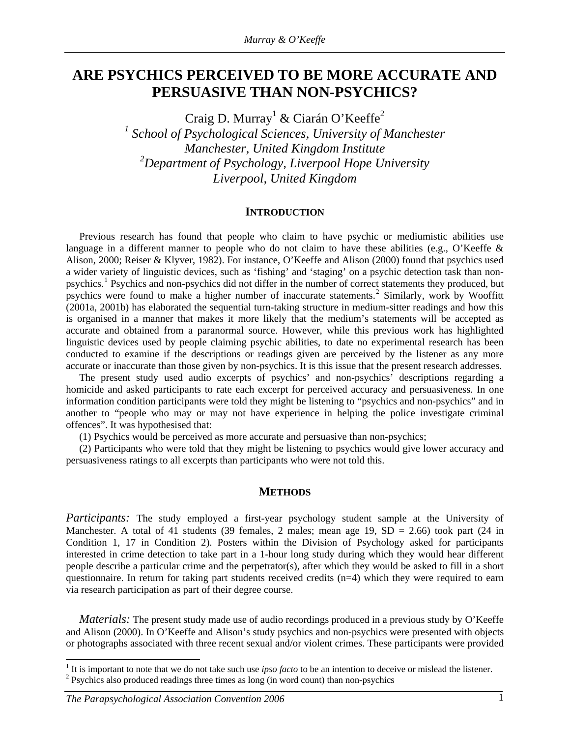# ARE PSYCHICS PERCEIVED TO BE MORE ACCURATE AND PERSUASIVE THAN NON-PSYCHICS?

Craig D. Murray[1] & Ciarán O'Keeffe[2]

[1] *School of Psychological Sciences, University of Manchester Manchester, United Kingdom Institute*

[2]*Department of Psychology, Liverpool Hope University Liverpool, United Kingdom*

## INTRODUCTION

Previous research has found that people who claim to have psychic or mediumistic abilities use language in a different manner to people who do not claim to have these abilities (e.g., O'Keeffe & Alison, 2000; Reiser & Klyver, 1982). For instance, O'Keeffe and Alison (2000) found that psychics used a wider variety of linguistic devices, such as 'fishing' and 'staging' on a psychic detection task than non-psychics.[1] Psychics and non-psychics did not differ in the number of correct statements they produced, but psychics were found to make a higher number of inaccurate statements.[2] Similarly, work by Wooffitt (2001a, 2001b) has elaborated the sequential turn-taking structure in medium-sitter readings and how this is organised in a manner that makes it more likely that the medium's statements will be accepted as accurate and obtained from a paranormal source. However, while this previous work has highlighted linguistic devices used by people claiming psychic abilities, to date no experimental research has been conducted to examine if the descriptions or readings given are perceived by the listener as any more accurate or inaccurate than those given by non-psychics. It is this issue that the present research addresses.

The present study used audio excerpts of psychics' and non-psychics' descriptions regarding a homicide and asked participants to rate each excerpt for perceived accuracy and persuasiveness. In one information condition participants were told they might be listening to "psychics and non-psychics" and in another to "people who may or may not have experience in helping the police investigate criminal offences". It was hypothesised that:

(1) Psychics would be perceived as more accurate and persuasive than non-psychics;

(2) Participants who were told that they might be listening to psychics would give lower accuracy and persuasiveness ratings to all excerpts than participants who were not told this.

## METHODS

*Participants:* The study employed a first-year psychology student sample at the University of Manchester. A total of 41 students (39 females, 2 males; mean age 19, SD = 2.66) took part (24 in Condition 1, 17 in Condition 2). Posters within the Division of Psychology asked for participants interested in crime detection to take part in a 1-hour long study during which they would hear different people describe a particular crime and the perpetrator(s), after which they would be asked to fill in a short questionnaire. In return for taking part students received credits (n=4) which they were required to earn via research participation as part of their degree course.

*Materials:* The present study made use of audio recordings produced in a previous study by O'Keeffe and Alison (2000). In O'Keeffe and Alison's study psychics and non-psychics were presented with objects or photographs associated with three recent sexual and/or violent crimes. These participants were provided

---

[1] It is important to note that we do not take such use *ipso facto* to be an intention to deceive or mislead the listener.

[2] Psychics also produced readings three times as long (in word count) than non-psychics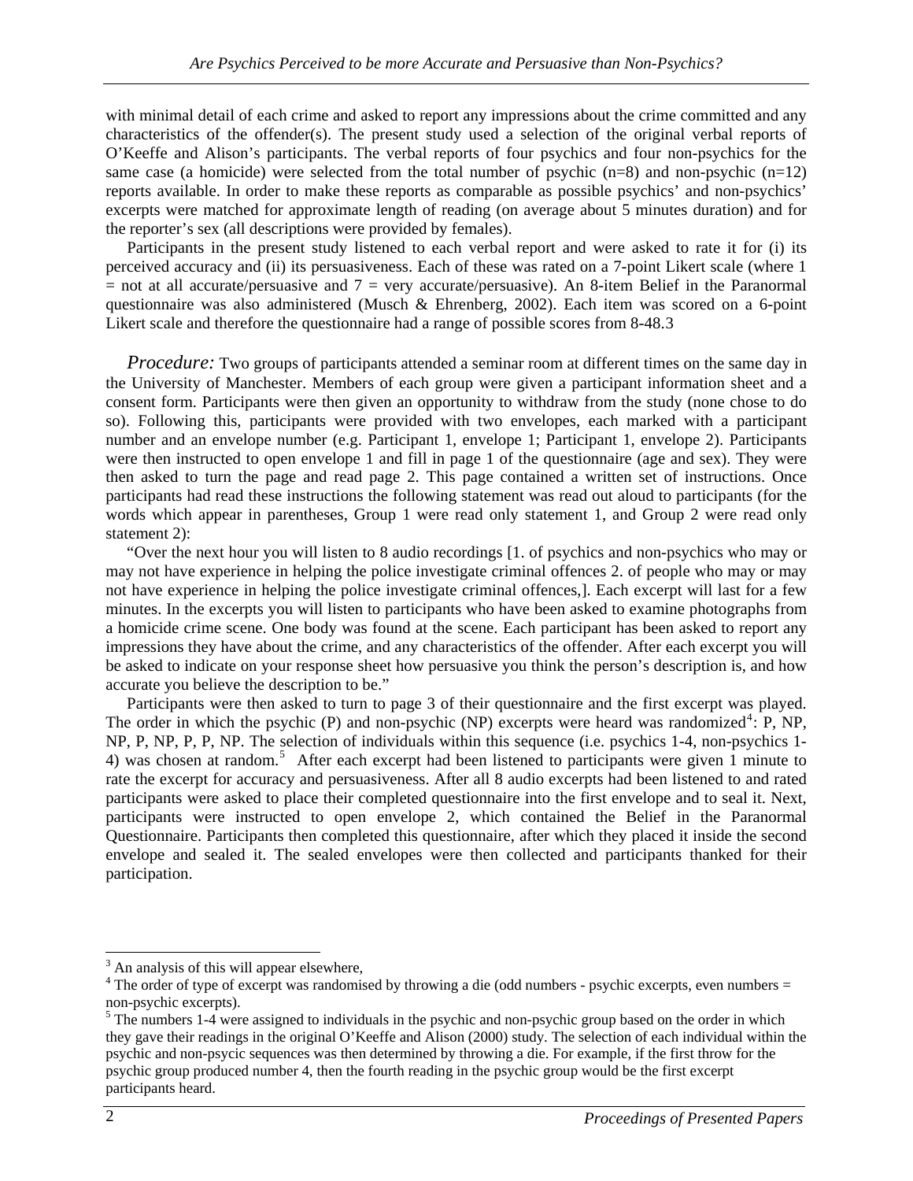with minimal detail of each crime and asked to report any impressions about the crime committed and any characteristics of the offender(s). The present study used a selection of the original verbal reports of O'Keeffe and Alison's participants. The verbal reports of four psychics and four non-psychics for the same case (a homicide) were selected from the total number of psychic (n=8) and non-psychic (n=12) reports available. In order to make these reports as comparable as possible psychics' and non-psychics' excerpts were matched for approximate length of reading (on average about 5 minutes duration) and for the reporter's sex (all descriptions were provided by females).

Participants in the present study listened to each verbal report and were asked to rate it for (i) its perceived accuracy and (ii) its persuasiveness. Each of these was rated on a 7-point Likert scale (where 1 = not at all accurate/persuasive and 7 = very accurate/persuasive). An 8-item Belief in the Paranormal questionnaire was also administered (Musch & Ehrenberg, 2002). Each item was scored on a 6-point Likert scale and therefore the questionnaire had a range of possible scores from 8-48.[3]

*Procedure:* Two groups of participants attended a seminar room at different times on the same day in the University of Manchester. Members of each group were given a participant information sheet and a consent form. Participants were then given an opportunity to withdraw from the study (none chose to do so). Following this, participants were provided with two envelopes, each marked with a participant number and an envelope number (e.g. Participant 1, envelope 1; Participant 1, envelope 2). Participants were then instructed to open envelope 1 and fill in page 1 of the questionnaire (age and sex). They were then asked to turn the page and read page 2. This page contained a written set of instructions. Once participants had read these instructions the following statement was read out aloud to participants (for the words which appear in parentheses, Group 1 were read only statement 1, and Group 2 were read only statement 2):

"Over the next hour you will listen to 8 audio recordings [1. of psychics and non-psychics who may or may not have experience in helping the police investigate criminal offences 2. of people who may or may not have experience in helping the police investigate criminal offences,]. Each excerpt will last for a few minutes. In the excerpts you will listen to participants who have been asked to examine photographs from a homicide crime scene. One body was found at the scene. Each participant has been asked to report any impressions they have about the crime, and any characteristics of the offender. After each excerpt you will be asked to indicate on your response sheet how persuasive you think the person's description is, and how accurate you believe the description to be."

Participants were then asked to turn to page 3 of their questionnaire and the first excerpt was played. The order in which the psychic (P) and non-psychic (NP) excerpts were heard was randomized[4]: P, NP, NP, P, NP, P, P, NP. The selection of individuals within this sequence (i.e. psychics 1-4, non-psychics 1-4) was chosen at random.[5] After each excerpt had been listened to participants were given 1 minute to rate the excerpt for accuracy and persuasiveness. After all 8 audio excerpts had been listened to and rated participants were asked to place their completed questionnaire into the first envelope and to seal it. Next, participants were instructed to open envelope 2, which contained the Belief in the Paranormal Questionnaire. Participants then completed this questionnaire, after which they placed it inside the second envelope and sealed it. The sealed envelopes were then collected and participants thanked for their participation.

---

[3] An analysis of this will appear elsewhere,

[4] The order of type of excerpt was randomised by throwing a die (odd numbers - psychic excerpts, even numbers = non-psychic excerpts).

[5] The numbers 1-4 were assigned to individuals in the psychic and non-psychic group based on the order in which they gave their readings in the original O'Keeffe and Alison (2000) study. The selection of each individual within the psychic and non-psycic sequences was then determined by throwing a die. For example, if the first throw for the psychic group produced number 4, then the fourth reading in the psychic group would be the first excerpt participants heard.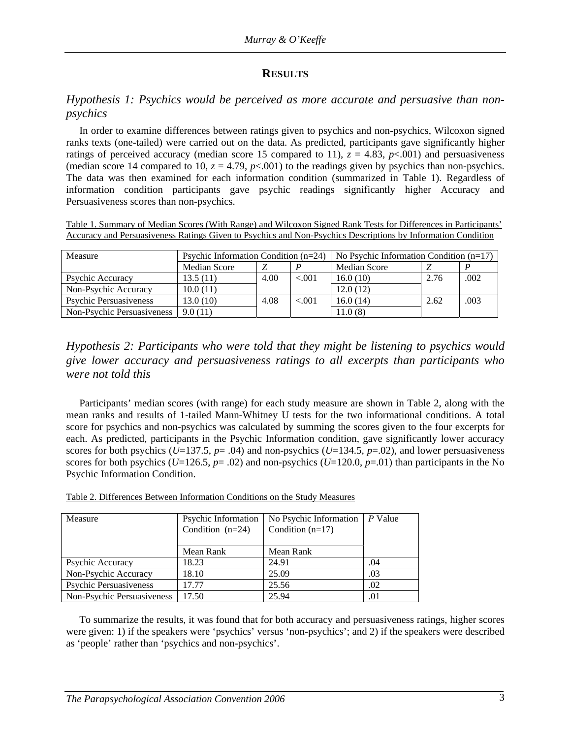## RESULTS

### *Hypothesis 1: Psychics would be perceived as more accurate and persuasive than non-psychics*

In order to examine differences between ratings given to psychics and non-psychics, Wilcoxon signed ranks texts (one-tailed) were carried out on the data. As predicted, participants gave significantly higher ratings of perceived accuracy (median score 15 compared to 11), $z$ = 4.83, $p$<.001) and persuasiveness (median score 14 compared to 10, $z$ = 4.79, $p$<.001) to the readings given by psychics than non-psychics. The data was then examined for each information condition (summarized in Table 1). Regardless of information condition participants gave psychic readings significantly higher Accuracy and Persuasiveness scores than non-psychics.

Table 1. Summary of Median Scores (With Range) and Wilcoxon Signed Rank Tests for Differences in Participants' Accuracy and Persuasiveness Ratings Given to Psychics and Non-Psychics Descriptions by Information Condition

| Measure | Psychic Information Condition (n=24) | | | No Psychic Information Condition (n=17) | | |
|---|---|---|---|---|---|---|
| | Median Score | *Z* | *P* | Median Score | *Z* | *P* |
| Psychic Accuracy | 13.5 (11) | 4.00 | <.001 | 16.0 (10) | 2.76 | .002 |
| Non-Psychic Accuracy | 10.0 (11) | | | 12.0 (12) | | |
| Psychic Persuasiveness | 13.0 (10) | 4.08 | <.001 | 16.0 (14) | 2.62 | .003 |
| Non-Psychic Persuasiveness | 9.0 (11) | | | 11.0 (8) | | |

### *Hypothesis 2: Participants who were told that they might be listening to psychics would give lower accuracy and persuasiveness ratings to all excerpts than participants who were not told this*

Participants' median scores (with range) for each study measure are shown in Table 2, along with the mean ranks and results of 1-tailed Mann-Whitney U tests for the two informational conditions. A total score for psychics and non-psychics was calculated by summing the scores given to the four excerpts for each. As predicted, participants in the Psychic Information condition, gave significantly lower accuracy scores for both psychics ($U$=137.5, $p$= .04) and non-psychics ($U$=134.5, $p$=.02), and lower persuasiveness scores for both psychics ($U$=126.5, $p$= .02) and non-psychics ($U$=120.0, $p$=.01) than participants in the No Psychic Information Condition.

Table 2. Differences Between Information Conditions on the Study Measures

| Measure | Psychic Information Condition (n=24) | No Psychic Information Condition (n=17) | *P* Value |
|---|---|---|---|
| | Mean Rank | Mean Rank | |
| Psychic Accuracy | 18.23 | 24.91 | .04 |
| Non-Psychic Accuracy | 18.10 | 25.09 | .03 |
| Psychic Persuasiveness | 17.77 | 25.56 | .02 |
| Non-Psychic Persuasiveness | 17.50 | 25.94 | .01 |

To summarize the results, it was found that for both accuracy and persuasiveness ratings, higher scores were given: 1) if the speakers were 'psychics' versus 'non-psychics'; and 2) if the speakers were described as 'people' rather than 'psychics and non-psychics'.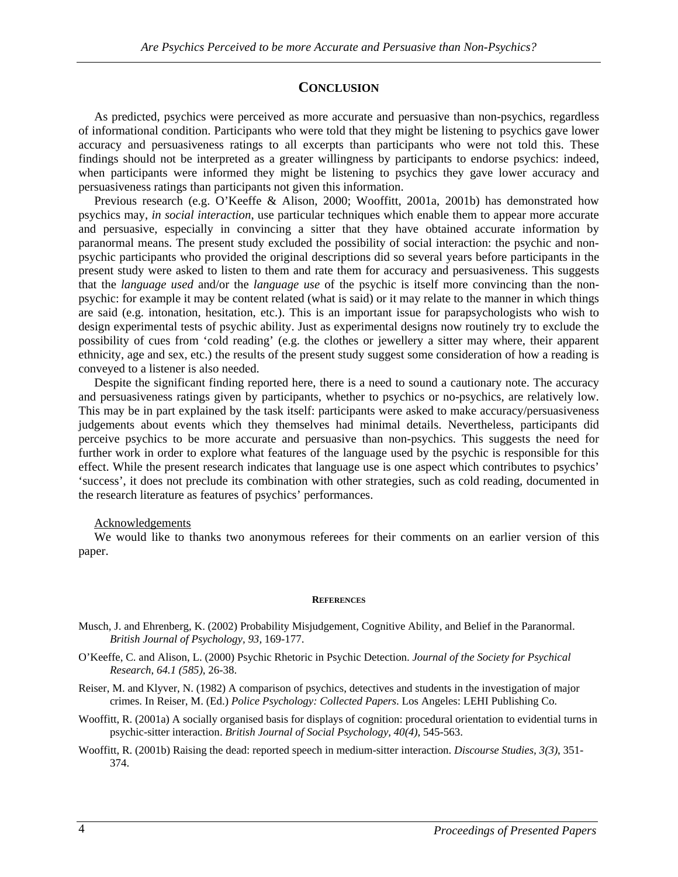## CONCLUSION

As predicted, psychics were perceived as more accurate and persuasive than non-psychics, regardless of informational condition. Participants who were told that they might be listening to psychics gave lower accuracy and persuasiveness ratings to all excerpts than participants who were not told this. These findings should not be interpreted as a greater willingness by participants to endorse psychics: indeed, when participants were informed they might be listening to psychics they gave lower accuracy and persuasiveness ratings than participants not given this information.

Previous research (e.g. O'Keeffe & Alison, 2000; Wooffitt, 2001a, 2001b) has demonstrated how psychics may, *in social interaction*, use particular techniques which enable them to appear more accurate and persuasive, especially in convincing a sitter that they have obtained accurate information by paranormal means. The present study excluded the possibility of social interaction: the psychic and non-psychic participants who provided the original descriptions did so several years before participants in the present study were asked to listen to them and rate them for accuracy and persuasiveness. This suggests that the *language used* and/or the *language use* of the psychic is itself more convincing than the non-psychic: for example it may be content related (what is said) or it may relate to the manner in which things are said (e.g. intonation, hesitation, etc.). This is an important issue for parapsychologists who wish to design experimental tests of psychic ability. Just as experimental designs now routinely try to exclude the possibility of cues from 'cold reading' (e.g. the clothes or jewellery a sitter may where, their apparent ethnicity, age and sex, etc.) the results of the present study suggest some consideration of how a reading is conveyed to a listener is also needed.

Despite the significant finding reported here, there is a need to sound a cautionary note. The accuracy and persuasiveness ratings given by participants, whether to psychics or no-psychics, are relatively low. This may be in part explained by the task itself: participants were asked to make accuracy/persuasiveness judgements about events which they themselves had minimal details. Nevertheless, participants did perceive psychics to be more accurate and persuasive than non-psychics. This suggests the need for further work in order to explore what features of the language used by the psychic is responsible for this effect. While the present research indicates that language use is one aspect which contributes to psychics' 'success', it does not preclude its combination with other strategies, such as cold reading, documented in the research literature as features of psychics' performances.

Acknowledgements

We would like to thanks two anonymous referees for their comments on an earlier version of this paper.

### REFERENCES

Musch, J. and Ehrenberg, K. (2002) Probability Misjudgement, Cognitive Ability, and Belief in the Paranormal. *British Journal of Psychology, 93*, 169-177.

O'Keeffe, C. and Alison, L. (2000) Psychic Rhetoric in Psychic Detection. *Journal of the Society for Psychical Research, 64.1 (585)*, 26-38.

Reiser, M. and Klyver, N. (1982) A comparison of psychics, detectives and students in the investigation of major crimes. In Reiser, M. (Ed.) *Police Psychology: Collected Papers*. Los Angeles: LEHI Publishing Co.

Wooffitt, R. (2001a) A socially organised basis for displays of cognition: procedural orientation to evidential turns in psychic-sitter interaction. *British Journal of Social Psychology, 40(4)*, 545-563.

Wooffitt, R. (2001b) Raising the dead: reported speech in medium-sitter interaction. *Discourse Studies, 3(3)*, 351-374.